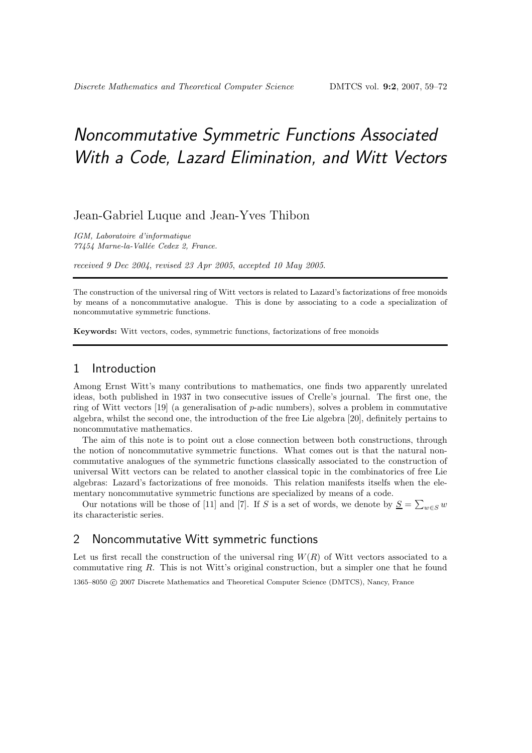# Noncommutative Symmetric Functions Associated With a Code, Lazard Elimination, and Witt Vectors

Jean-Gabriel Luque and Jean-Yves Thibon

*IGM, Laboratoire d'informatique*
*77454 Marne-la-Vallée Cedex 2, France.*

*received 9 Dec 2004, revised 23 Apr 2005, accepted 10 May 2005.*

---

The construction of the universal ring of Witt vectors is related to Lazard's factorizations of free monoids by means of a noncommutative analogue. This is done by associating to a code a specialization of noncommutative symmetric functions.

**Keywords:** Witt vectors, codes, symmetric functions, factorizations of free monoids

---

## 1 Introduction

Among Ernst Witt's many contributions to mathematics, one finds two apparently unrelated ideas, both published in 1937 in two consecutive issues of Crelle's journal. The first one, the ring of Witt vectors [19] (a generalisation of $p$-adic numbers), solves a problem in commutative algebra, whilst the second one, the introduction of the free Lie algebra [20], definitely pertains to noncommutative mathematics.

The aim of this note is to point out a close connection between both constructions, through the notion of noncommutative symmetric functions. What comes out is that the natural noncommutative analogues of the symmetric functions classically associated to the construction of universal Witt vectors can be related to another classical topic in the combinatorics of free Lie algebras: Lazard's factorizations of free monoids. This relation manifests itself when the elementary noncommutative symmetric functions are specialized by means of a code.

Our notations will be those of [11] and [7]. If $S$ is a set of words, we denote by $\underline{S} = \sum_{w \in S} w$ its characteristic series.

## 2 Noncommutative Witt symmetric functions

Let us first recall the construction of the universal ring $W(R)$ of Witt vectors associated to a commutative ring $R$. This is not Witt's original construction, but a simpler one that he found

1365–8050 © 2007 Discrete Mathematics and Theoretical Computer Science (DMTCS), Nancy, France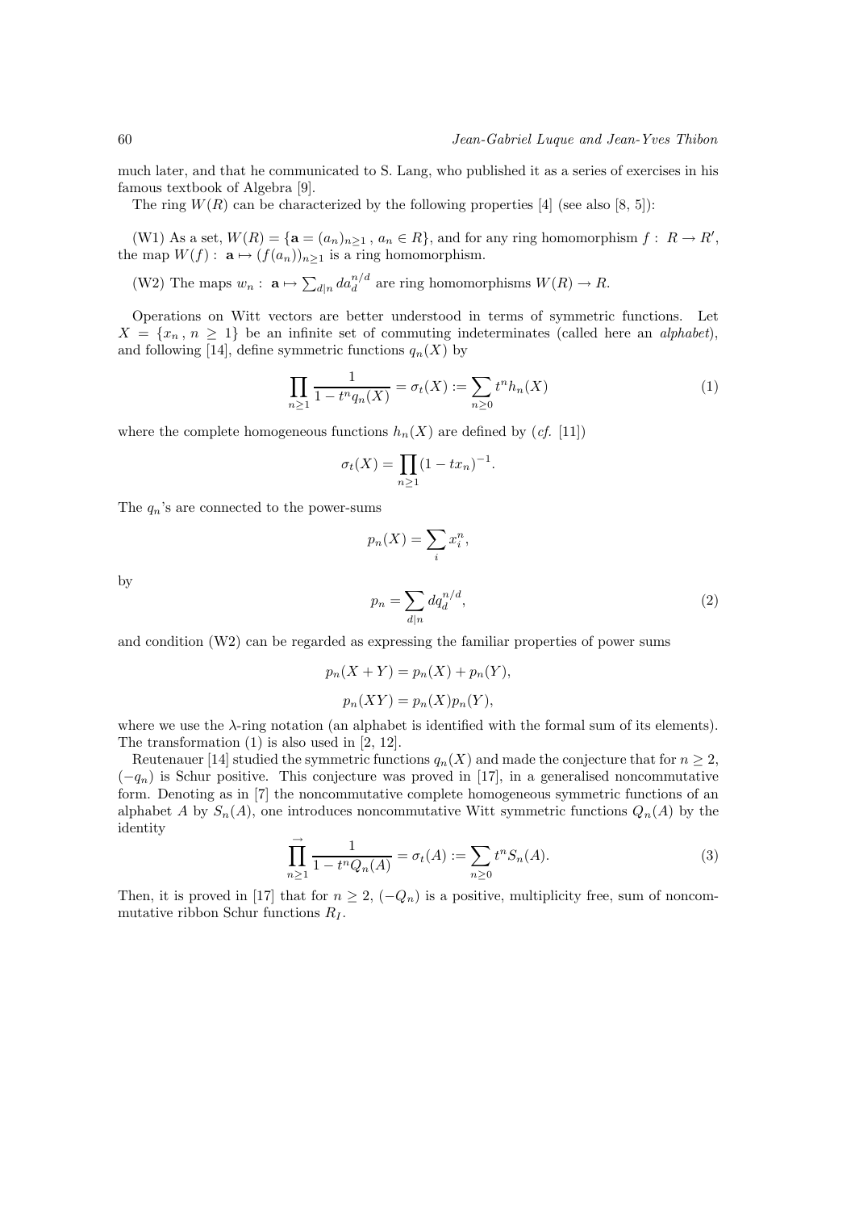much later, and that he communicated to S. Lang, who published it as a series of exercises in his famous textbook of Algebra [9].

The ring $W(R)$ can be characterized by the following properties [4] (see also [8, 5]):

(W1) As a set, $W(R) = \{\mathbf{a} = (a_n)_{n\geq 1}\,,\ a_n \in R\}$, and for any ring homomorphism $f:\ R \to R'$, the map $W(f):\ \mathbf{a} \mapsto (f(a_n))_{n\geq 1}$ is a ring homomorphism.

(W2) The maps $w_n:\ \mathbf{a} \mapsto \sum_{d|n} d a_d^{n/d}$ are ring homomorphisms $W(R) \to R$.

Operations on Witt vectors are better understood in terms of symmetric functions. Let $X = \{x_n\,,\ n \geq 1\}$ be an infinite set of commuting indeterminates (called here an *alphabet*), and following [14], define symmetric functions $q_n(X)$ by

$$\prod_{n\geq 1} \frac{1}{1 - t^n q_n(X)} = \sigma_t(X) := \sum_{n\geq 0} t^n h_n(X) \tag{1}$$

where the complete homogeneous functions $h_n(X)$ are defined by (*cf.* [11])

$$\sigma_t(X) = \prod_{n\geq 1} (1 - t x_n)^{-1}.$$

The $q_n$'s are connected to the power-sums

$$p_n(X) = \sum_i x_i^n,$$

by

$$p_n = \sum_{d|n} d q_d^{n/d}, \tag{2}$$

and condition (W2) can be regarded as expressing the familiar properties of power sums

$$p_n(X + Y) = p_n(X) + p_n(Y),$$

$$p_n(XY) = p_n(X) p_n(Y),$$

where we use the $\lambda$-ring notation (an alphabet is identified with the formal sum of its elements). The transformation (1) is also used in [2, 12].

Reutenauer [14] studied the symmetric functions $q_n(X)$ and made the conjecture that for $n \geq 2$, $(-q_n)$ is Schur positive. This conjecture was proved in [17], in a generalised noncommutative form. Denoting as in [7] the noncommutative complete homogeneous symmetric functions of an alphabet $A$ by $S_n(A)$, one introduces noncommutative Witt symmetric functions $Q_n(A)$ by the identity

$$\prod_{n\geq 1}^{\rightarrow} \frac{1}{1 - t^n Q_n(A)} = \sigma_t(A) := \sum_{n\geq 0} t^n S_n(A). \tag{3}$$

Then, it is proved in [17] that for $n \geq 2$, $(-Q_n)$ is a positive, multiplicity free, sum of noncommutative ribbon Schur functions $R_I$.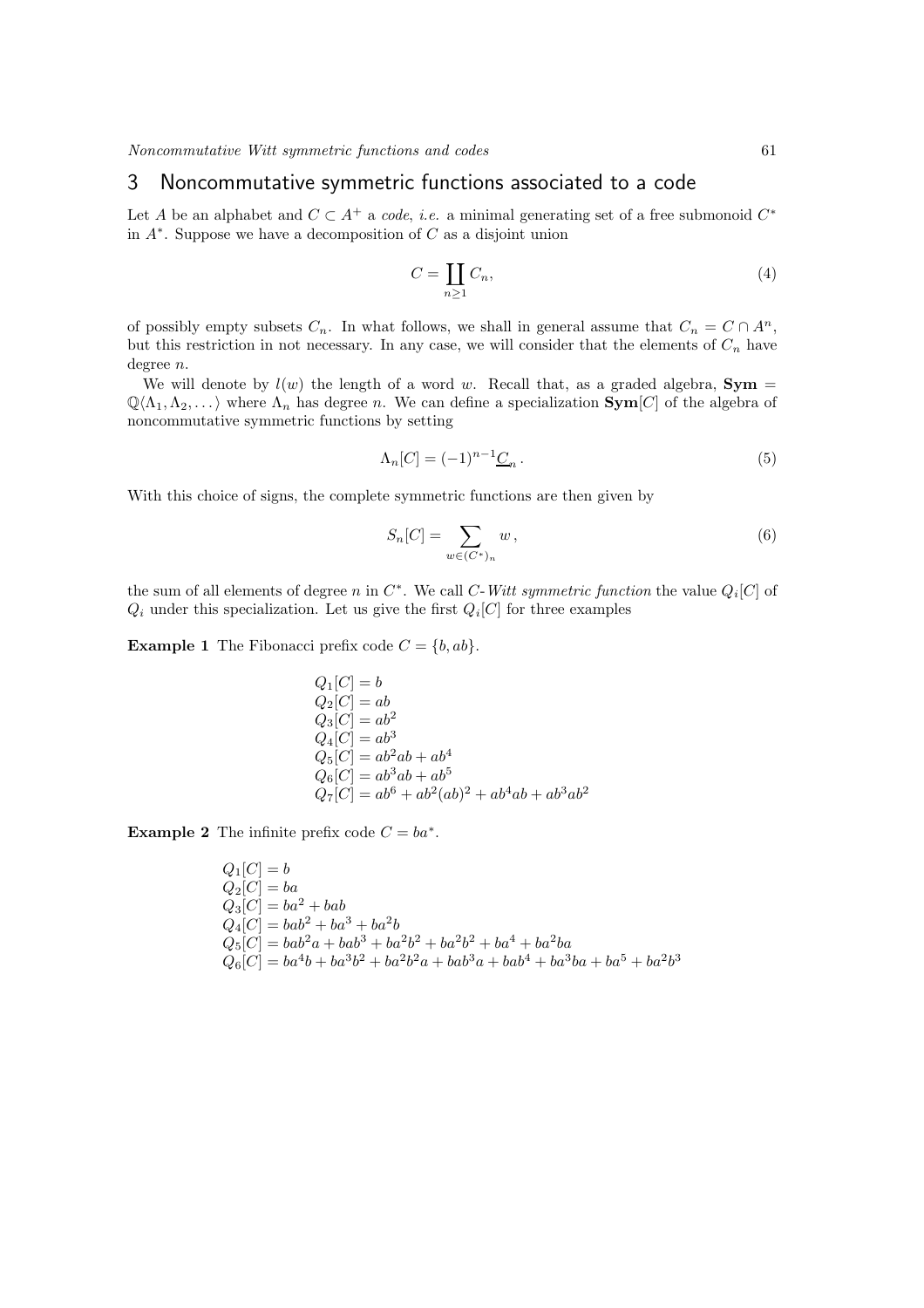## 3 Noncommutative symmetric functions associated to a code

Let $A$ be an alphabet and $C \subset A^+$ a *code*, *i.e.* a minimal generating set of a free submonoid $C^*$ in $A^*$. Suppose we have a decomposition of $C$ as a disjoint union

$$C = \coprod_{n \geq 1} C_n, \tag{4}$$

of possibly empty subsets $C_n$. In what follows, we shall in general assume that $C_n = C \cap A^n$, but this restriction in not necessary. In any case, we will consider that the elements of $C_n$ have degree $n$.

We will denote by $l(w)$ the length of a word $w$. Recall that, as a graded algebra, $\mathbf{Sym} = \mathbb{Q}\langle \Lambda_1, \Lambda_2, \dots \rangle$ where $\Lambda_n$ has degree $n$. We can define a specialization $\mathbf{Sym}[C]$ of the algebra of noncommutative symmetric functions by setting

$$\Lambda_n[C] = (-1)^{n-1} \underline{C}_n \,. \tag{5}$$

With this choice of signs, the complete symmetric functions are then given by

$$S_n[C] = \sum_{w \in (C^*)_n} w \,, \tag{6}$$

the sum of all elements of degree $n$ in $C^*$. We call *C-Witt symmetric function* the value $Q_i[C]$ of $Q_i$ under this specialization. Let us give the first $Q_i[C]$ for three examples

**Example 1** The Fibonacci prefix code $C = \{b, ab\}$.

$$
\begin{aligned}
&Q_1[C] = b \\
&Q_2[C] = ab \\
&Q_3[C] = ab^2 \\
&Q_4[C] = ab^3 \\
&Q_5[C] = ab^2ab + ab^4 \\
&Q_6[C] = ab^3ab + ab^5 \\
&Q_7[C] = ab^6 + ab^2(ab)^2 + ab^4ab + ab^3ab^2
\end{aligned}
$$

**Example 2** The infinite prefix code $C = ba^*$.

$$
\begin{aligned}
&Q_1[C] = b \\
&Q_2[C] = ba \\
&Q_3[C] = ba^2 + bab \\
&Q_4[C] = bab^2 + ba^3 + ba^2b \\
&Q_5[C] = bab^2a + bab^3 + ba^2b^2 + ba^2b^2 + ba^4 + ba^2ba \\
&Q_6[C] = ba^4b + ba^3b^2 + ba^2b^2a + bab^3a + bab^4 + ba^3ba + ba^5 + ba^2b^3
\end{aligned}
$$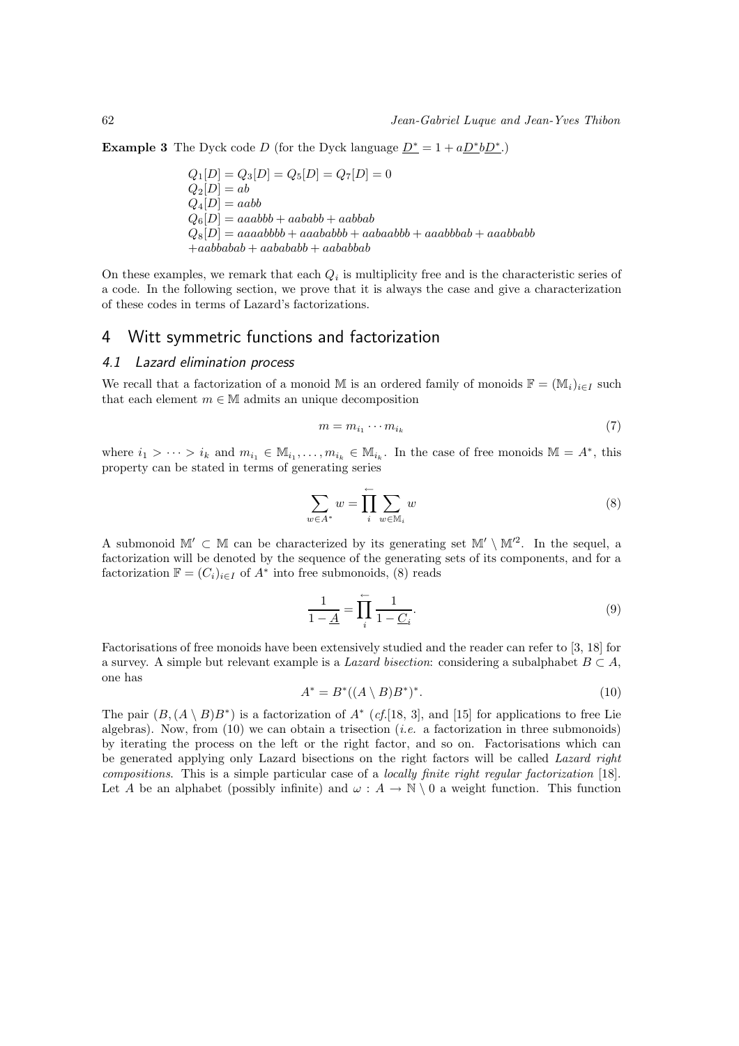**Example 3** The Dyck code $D$ (for the Dyck language $\underline{D^*} = 1 + a\underline{D^*}b\underline{D^*}$.)

$Q_1[D] = Q_3[D] = Q_5[D] = Q_7[D] = 0$
$Q_2[D] = ab$
$Q_4[D] = aabb$
$Q_6[D] = aaabbb + aababb + aabbab$
$Q_8[D] = aaaabbbb + aaababbb + aabaabbb + aaabbbab + aaabbabb$
$+aabbabab + aababab b + aababbab$

On these examples, we remark that each $Q_i$ is multiplicity free and is the characteristic series of a code. In the following section, we prove that it is always the case and give a characterization of these codes in terms of Lazard's factorizations.

## 4 Witt symmetric functions and factorization

### 4.1 Lazard elimination process

We recall that a factorization of a monoid $\mathbb{M}$ is an ordered family of monoids $\mathbb{F} = (\mathbb{M}_i)_{i\in I}$ such that each element $m \in \mathbb{M}$ admits an unique decomposition

$$m = m_{i_1} \cdots m_{i_k} \tag{7}$$

where $i_1 > \cdots > i_k$ and $m_{i_1} \in \mathbb{M}_{i_1}, \ldots, m_{i_k} \in \mathbb{M}_{i_k}$. In the case of free monoids $\mathbb{M} = A^*$, this property can be stated in terms of generating series

$$\sum_{w\in A^*} w = \overleftarrow{\prod_i} \sum_{w\in\mathbb{M}_i} w \tag{8}$$

A submonoid $\mathbb{M}' \subset \mathbb{M}$ can be characterized by its generating set $\mathbb{M}' \setminus \mathbb{M}'^2$. In the sequel, a factorization will be denoted by the sequence of the generating sets of its components, and for a factorization $\mathbb{F} = (C_i)_{i\in I}$ of $A^*$ into free submonoids, (8) reads

$$\frac{1}{1-\underline{A}} = \overleftarrow{\prod_i} \frac{1}{1-\underline{C_i}}. \tag{9}$$

Factorisations of free monoids have been extensively studied and the reader can refer to [3, 18] for a survey. A simple but relevant example is a *Lazard bisection*: considering a subalphabet $B \subset A$, one has

$$A^* = B^*((A \setminus B)B^*)^*. \tag{10}$$

The pair $(B, (A \setminus B)B^*)$ is a factorization of $A^*$ (*cf.*[18, 3], and [15] for applications to free Lie algebras). Now, from (10) we can obtain a trisection (*i.e.* a factorization in three submonoids) by iterating the process on the left or the right factor, and so on. Factorisations which can be generated applying only Lazard bisections on the right factors will be called *Lazard right compositions*. This is a simple particular case of a *locally finite right regular factorization* [18]. Let $A$ be an alphabet (possibly infinite) and $\omega : A \to \mathbb{N} \setminus 0$ a weight function. This function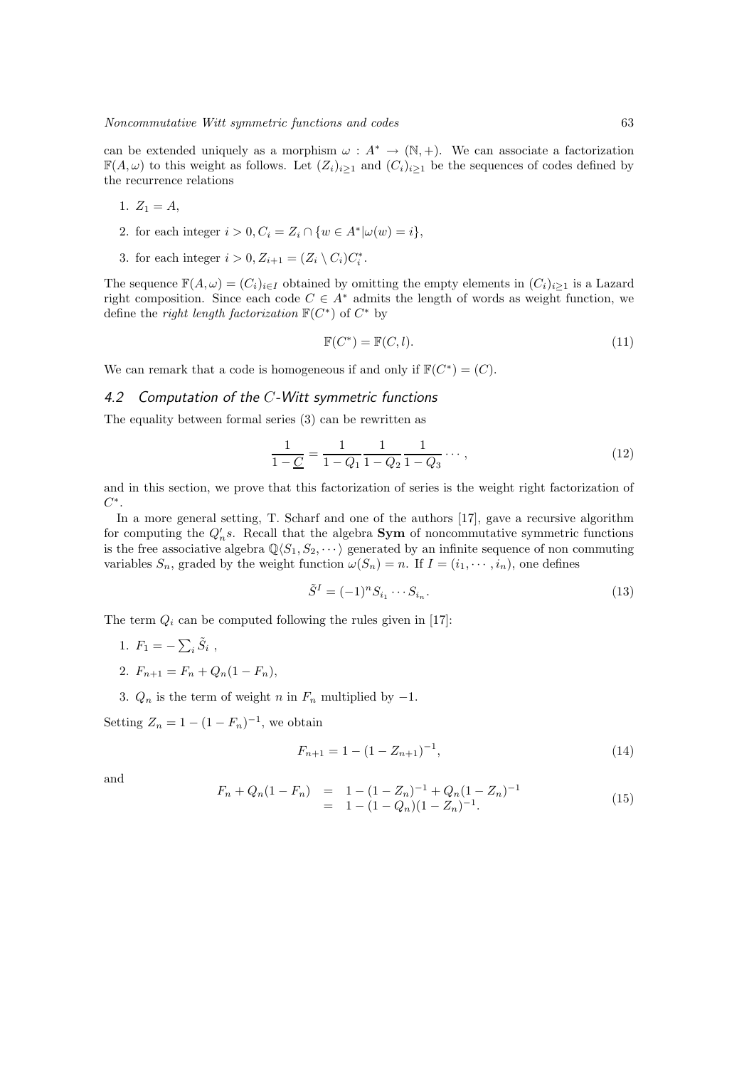can be extended uniquely as a morphism $\omega : A^* \to (\mathbb{N}, +)$. We can associate a factorization $\mathbb{F}(A, \omega)$ to this weight as follows. Let $(Z_i)_{i\geq 1}$ and $(C_i)_{i\geq 1}$ be the sequences of codes defined by the recurrence relations

1. $Z_1 = A$,
2. for each integer $i > 0, C_i = Z_i \cap \{w \in A^* | \omega(w) = i\}$,
3. for each integer $i > 0, Z_{i+1} = (Z_i \setminus C_i)C_i^*$.

The sequence $\mathbb{F}(A, \omega) = (C_i)_{i\in I}$ obtained by omitting the empty elements in $(C_i)_{i\geq 1}$ is a Lazard right composition. Since each code $C \in A^*$ admits the length of words as weight function, we define the *right length factorization* $\mathbb{F}(C^*)$ of $C^*$ by

$$\mathbb{F}(C^*) = \mathbb{F}(C, l). \tag{11}$$

We can remark that a code is homogeneous if and only if $\mathbb{F}(C^*) = (C)$.

## 4.2 Computation of the $C$-Witt symmetric functions

The equality between formal series (3) can be rewritten as

$$\frac{1}{1 - \underline{C}} = \frac{1}{1 - Q_1} \frac{1}{1 - Q_2} \frac{1}{1 - Q_3} \cdots, \tag{12}$$

and in this section, we prove that this factorization of series is the weight right factorization of $C^*$.

In a more general setting, T. Scharf and one of the authors [17], gave a recursive algorithm for computing the $Q_n'$s. Recall that the algebra **Sym** of noncommutative symmetric functions is the free associative algebra $\mathbb{Q}\langle S_1, S_2, \cdots\rangle$ generated by an infinite sequence of non commuting variables $S_n$, graded by the weight function $\omega(S_n) = n$. If $I = (i_1, \cdots, i_n)$, one defines

$$\tilde{S}^I = (-1)^n S_{i_1} \cdots S_{i_n}. \tag{13}$$

The term $Q_i$ can be computed following the rules given in [17]:

1. $F_1 = -\sum_i \tilde{S}_i$ ,
2. $F_{n+1} = F_n + Q_n(1 - F_n)$,
3. $Q_n$ is the term of weight $n$ in $F_n$ multiplied by $-1$.

Setting $Z_n = 1 - (1 - F_n)^{-1}$, we obtain

$$F_{n+1} = 1 - (1 - Z_{n+1})^{-1}, \tag{14}$$

and

$$\begin{aligned} F_n + Q_n(1 - F_n) &= 1 - (1 - Z_n)^{-1} + Q_n(1 - Z_n)^{-1} \\ &= 1 - (1 - Q_n)(1 - Z_n)^{-1}. \end{aligned} \tag{15}$$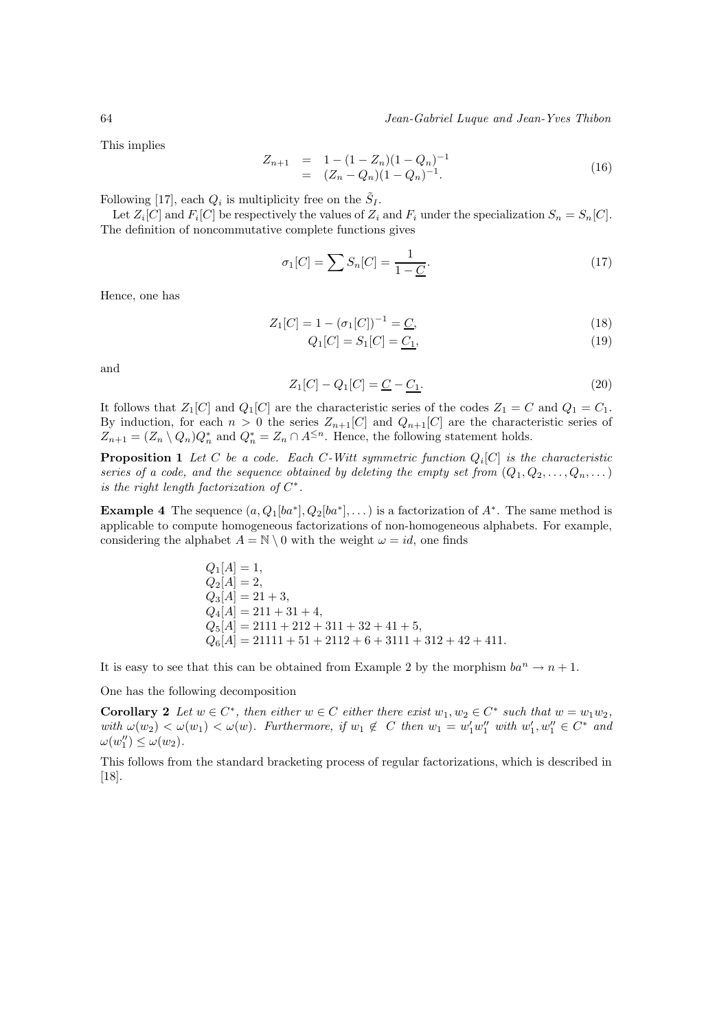This implies

$$
\begin{aligned}
Z_{n+1} &= 1-(1-Z_n)(1-Q_n)^{-1} \\
&= (Z_n-Q_n)(1-Q_n)^{-1}.
\end{aligned}
\tag{16}
$$

Following [17], each $Q_i$ is multiplicity free on the $\tilde{S}_I$.

Let $Z_i[C]$ and $F_i[C]$ be respectively the values of $Z_i$ and $F_i$ under the specialization $S_n = S_n[C]$. The definition of noncommutative complete functions gives

$$
\sigma_1[C] = \sum S_n[C] = \frac{1}{1-\underline{C}}.
\tag{17}
$$

Hence, one has

$$
Z_1[C] = 1-(\sigma_1[C])^{-1} = \underline{C},
\tag{18}
$$

$$
Q_1[C] = S_1[C] = \underline{C_1},
\tag{19}
$$

and

$$
Z_1[C] - Q_1[C] = \underline{C} - \underline{C_1}.
\tag{20}
$$

It follows that $Z_1[C]$ and $Q_1[C]$ are the characteristic series of the codes $Z_1 = C$ and $Q_1 = C_1$. By induction, for each $n > 0$ the series $Z_{n+1}[C]$ and $Q_{n+1}[C]$ are the characteristic series of $Z_{n+1} = (Z_n \setminus Q_n)Q_n^*$ and $Q_n^* = Z_n \cap A^{\leq n}$. Hence, the following statement holds.

**Proposition 1** *Let $C$ be a code. Each $C$-Witt symmetric function $Q_i[C]$ is the characteristic series of a code, and the sequence obtained by deleting the empty set from $(Q_1, Q_2, \ldots, Q_n, \ldots)$ is the right length factorization of $C^*$.*

**Example 4** The sequence $(a, Q_1[ba^*], Q_2[ba^*], \ldots)$ is a factorization of $A^*$. The same method is applicable to compute homogeneous factorizations of non-homogeneous alphabets. For example, considering the alphabet $A = \mathbb{N} \setminus 0$ with the weight $\omega = id$, one finds

$$
\begin{aligned}
&Q_1[A] = 1, \\
&Q_2[A] = 2, \\
&Q_3[A] = 21 + 3, \\
&Q_4[A] = 211 + 31 + 4, \\
&Q_5[A] = 2111 + 212 + 311 + 32 + 41 + 5, \\
&Q_6[A] = 21111 + 51 + 2112 + 6 + 3111 + 312 + 42 + 411.
\end{aligned}
$$

It is easy to see that this can be obtained from Example 2 by the morphism $ba^n \to n+1$.

One has the following decomposition

**Corollary 2** *Let $w \in C^*$, then either $w \in C$ either there exist $w_1, w_2 \in C^*$ such that $w = w_1 w_2$, with $\omega(w_2) < \omega(w_1) < \omega(w)$. Furthermore, if $w_1 \notin C$ then $w_1 = w_1' w_1''$ with $w_1', w_1'' \in C^*$ and $\omega(w_1'') \leq \omega(w_2)$.*

This follows from the standard bracketing process of regular factorizations, which is described in [18].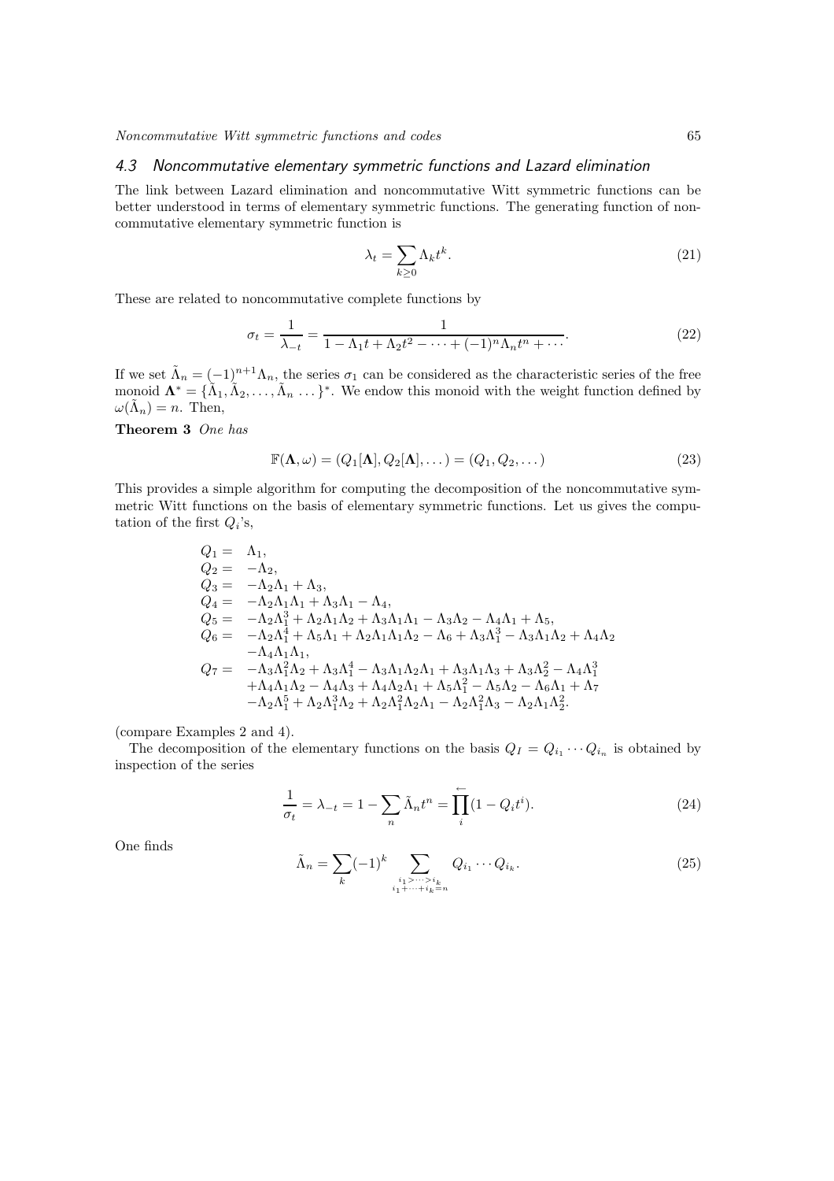### 4.3 Noncommutative elementary symmetric functions and Lazard elimination

The link between Lazard elimination and noncommutative Witt symmetric functions can be better understood in terms of elementary symmetric functions. The generating function of noncommutative elementary symmetric function is

$$\lambda_t = \sum_{k \geq 0} \Lambda_k t^k. \tag{21}$$

These are related to noncommutative complete functions by

$$\sigma_t = \frac{1}{\lambda_{-t}} = \frac{1}{1 - \Lambda_1 t + \Lambda_2 t^2 - \cdots + (-1)^n \Lambda_n t^n + \cdots}. \tag{22}$$

If we set $\tilde{\Lambda}_n = (-1)^{n+1}\Lambda_n$, the series $\sigma_1$ can be considered as the characteristic series of the free monoid $\mathbf{\Lambda}^* = \{\tilde{\Lambda}_1, \tilde{\Lambda}_2, \ldots, \tilde{\Lambda}_n \ldots\}^*$. We endow this monoid with the weight function defined by $\omega(\tilde{\Lambda}_n) = n$. Then,

**Theorem 3** *One has*

$$\mathbb{F}(\mathbf{\Lambda}, \omega) = (Q_1[\mathbf{\Lambda}], Q_2[\mathbf{\Lambda}], \ldots) = (Q_1, Q_2, \ldots) \tag{23}$$

This provides a simple algorithm for computing the decomposition of the noncommutative symmetric Witt functions on the basis of elementary symmetric functions. Let us gives the computation of the first $Q_i$'s,

$$\begin{aligned}
Q_1 =\ & \Lambda_1, \\
Q_2 =\ & -\Lambda_2, \\
Q_3 =\ & -\Lambda_2\Lambda_1 + \Lambda_3, \\
Q_4 =\ & -\Lambda_2\Lambda_1\Lambda_1 + \Lambda_3\Lambda_1 - \Lambda_4, \\
Q_5 =\ & -\Lambda_2\Lambda_1^3 + \Lambda_2\Lambda_1\Lambda_2 + \Lambda_3\Lambda_1\Lambda_1 - \Lambda_3\Lambda_2 - \Lambda_4\Lambda_1 + \Lambda_5, \\
Q_6 =\ & -\Lambda_2\Lambda_1^4 + \Lambda_5\Lambda_1 + \Lambda_2\Lambda_1\Lambda_1\Lambda_2 - \Lambda_6 + \Lambda_3\Lambda_1^3 - \Lambda_3\Lambda_1\Lambda_2 + \Lambda_4\Lambda_2 \\
& -\Lambda_4\Lambda_1\Lambda_1, \\
Q_7 =\ & -\Lambda_3\Lambda_1^2\Lambda_2 + \Lambda_3\Lambda_1^4 - \Lambda_3\Lambda_1\Lambda_2\Lambda_1 + \Lambda_3\Lambda_1\Lambda_3 + \Lambda_3\Lambda_2^2 - \Lambda_4\Lambda_1^3 \\
& +\Lambda_4\Lambda_1\Lambda_2 - \Lambda_4\Lambda_3 + \Lambda_4\Lambda_2\Lambda_1 + \Lambda_5\Lambda_1^2 - \Lambda_5\Lambda_2 - \Lambda_6\Lambda_1 + \Lambda_7 \\
& -\Lambda_2\Lambda_1^5 + \Lambda_2\Lambda_1^3\Lambda_2 + \Lambda_2\Lambda_1^2\Lambda_2\Lambda_1 - \Lambda_2\Lambda_1^2\Lambda_3 - \Lambda_2\Lambda_1\Lambda_2^2.
\end{aligned}$$

(compare Examples 2 and 4).

The decomposition of the elementary functions on the basis $Q_I = Q_{i_1} \cdots Q_{i_n}$ is obtained by inspection of the series

$$\frac{1}{\sigma_t} = \lambda_{-t} = 1 - \sum_n \tilde{\Lambda}_n t^n = \overleftarrow{\prod_i} (1 - Q_i t^i). \tag{24}$$

One finds

$$\tilde{\Lambda}_n = \sum_k (-1)^k \sum_{\substack{i_1 > \cdots > i_k \\ i_1 + \cdots + i_k = n}} Q_{i_1} \cdots Q_{i_k}. \tag{25}$$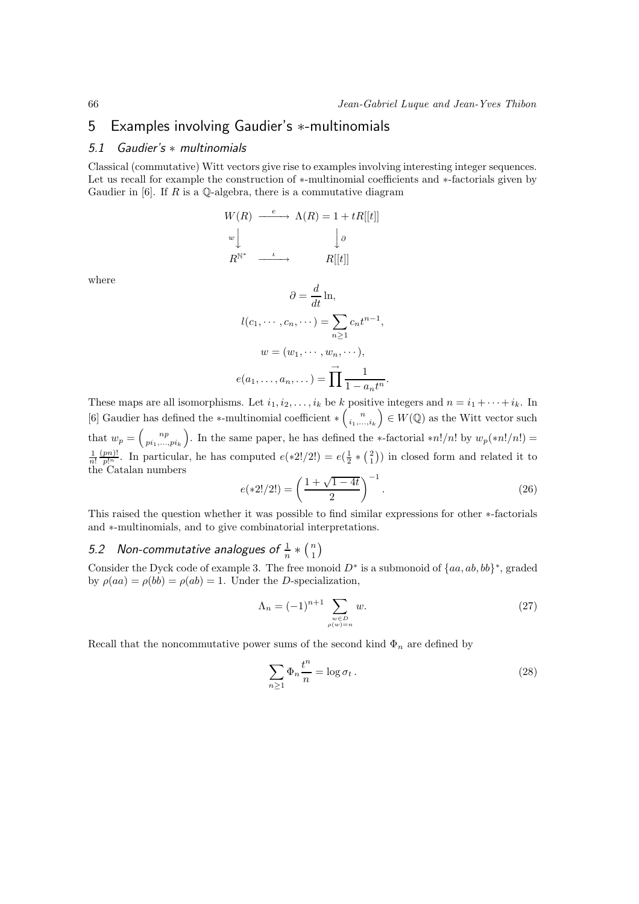## 5 Examples involving Gaudier's $*$-multinomials

### 5.1 Gaudier's $*$ multinomials

Classical (commutative) Witt vectors give rise to examples involving interesting integer sequences. Let us recall for example the construction of $*$-multinomial coefficients and $*$-factorials given by Gaudier in [6]. If $R$ is a $\mathbb{Q}$-algebra, there is a commutative diagram

$$\begin{array}{ccc} W(R) & \xrightarrow{\ e\ } & \Lambda(R) = 1 + tR[[t]] \\ {\scriptstyle w}\big\downarrow & & \big\downarrow{\scriptstyle \partial} \\ R^{\mathbb{N}^*} & \xrightarrow{\ \iota\ } & R[[t]] \end{array}$$

where

$$\partial = \frac{d}{dt}\ln,$$

$$l(c_1, \cdots, c_n, \cdots) = \sum_{n\geq 1} c_n t^{n-1},$$

$$w = (w_1, \cdots, w_n, \cdots),$$

$$e(a_1, \ldots, a_n, \ldots) = \overrightarrow{\prod} \frac{1}{1 - a_n t^n}.$$

These maps are all isomorphisms. Let $i_1, i_2, \ldots, i_k$ be $k$ positive integers and $n = i_1 + \cdots + i_k$. In [6] Gaudier has defined the $*$-multinomial coefficient $*\binom{n}{i_1,\ldots,i_k} \in W(\mathbb{Q})$ as the Witt vector such that $w_p = \binom{np}{pi_1,\ldots,pi_k}$. In the same paper, he has defined the $*$-factorial $*n!/n!$ by $w_p(*n!/n!) = \frac{1}{n!}\frac{(pn)!}{p!^n}$. In particular, he has computed $e(*2!/2!) = e(\frac{1}{2} * \binom{2}{1})$ in closed form and related it to the Catalan numbers

$$e(*2!/2!) = \left(\frac{1+\sqrt{1-4t}}{2}\right)^{-1}. \tag{26}$$

This raised the question whether it was possible to find similar expressions for other $*$-factorials and $*$-multinomials, and to give combinatorial interpretations.

### 5.2 Non-commutative analogues of $\frac{1}{n} * \binom{n}{1}$

Consider the Dyck code of example 3. The free monoid $D^*$ is a submonoid of $\{aa, ab, bb\}^*$, graded by $\rho(aa) = \rho(bb) = \rho(ab) = 1$. Under the $D$-specialization,

$$\Lambda_n = (-1)^{n+1} \sum_{\substack{w\in D \\ \rho(w)=n}} w. \tag{27}$$

Recall that the noncommutative power sums of the second kind $\Phi_n$ are defined by

$$\sum_{n\geq 1} \Phi_n \frac{t^n}{n} = \log \sigma_t\,. \tag{28}$$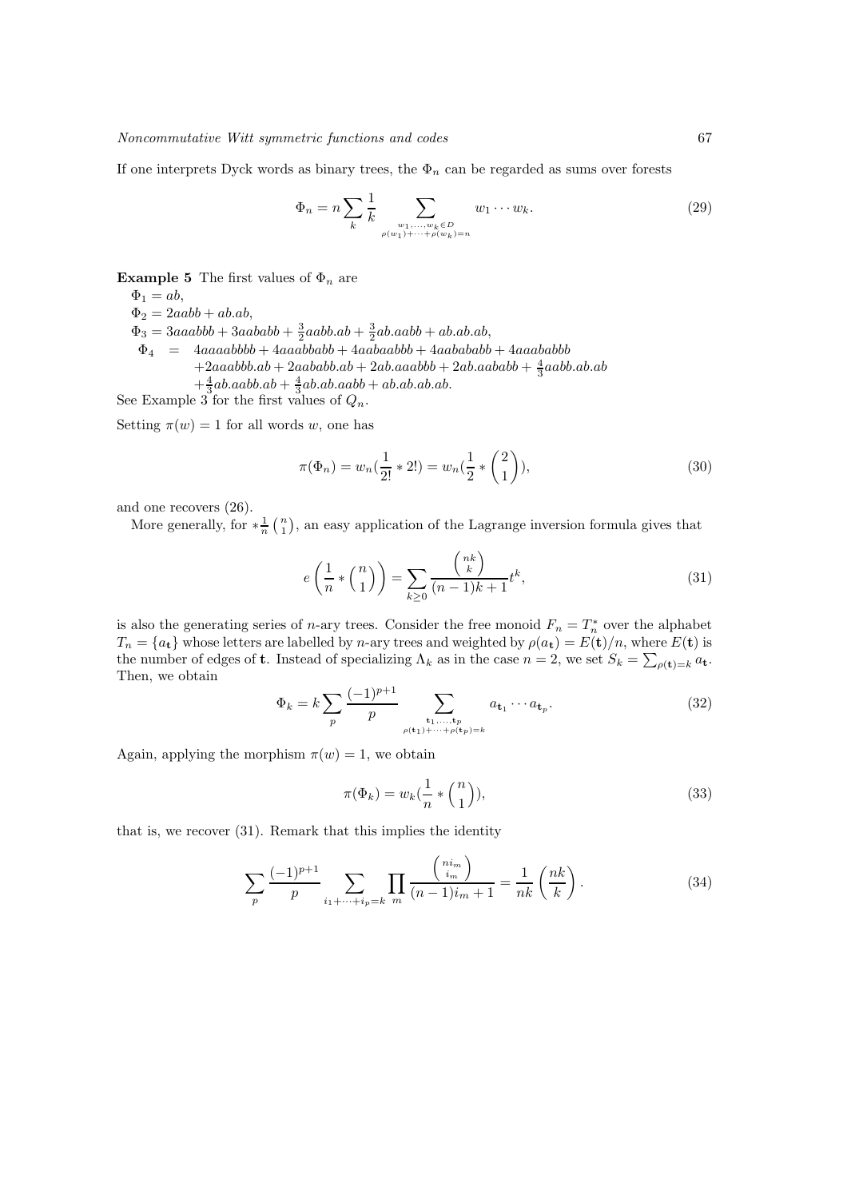If one interprets Dyck words as binary trees, the $\Phi_n$ can be regarded as sums over forests

$$\Phi_n = n \sum_k \frac{1}{k} \sum_{\substack{w_1,\dots,w_k \in D \\ \rho(w_1)+\cdots+\rho(w_k)=n}} w_1 \cdots w_k. \tag{29}$$

**Example 5** The first values of $\Phi_n$ are

$\Phi_1 = ab$,

$\Phi_2 = 2aabb + ab.ab$,

$\Phi_3 = 3aaabbb + 3aababb + \frac{3}{2}aabb.ab + \frac{3}{2}ab.aabb + ab.ab.ab$,

$$\begin{aligned}\Phi_4 \;=\;& 4aaaabbbb + 4aaabbabb + 4aabaabbb + 4aabababb + 4aaababbb \\ &+ 2aaabbb.ab + 2aababb.ab + 2ab.aaabbb + 2ab.aababb + \tfrac{4}{3}aabb.ab.ab \\ &+ \tfrac{4}{3}ab.aabb.ab + \tfrac{4}{3}ab.ab.aabb + ab.ab.ab.ab.\end{aligned}$$

See Example 3 for the first values of $Q_n$.

Setting $\pi(w) = 1$ for all words $w$, one has

$$\pi(\Phi_n) = w_n(\frac{1}{2!} * 2!) = w_n(\frac{1}{2} * \binom{2}{1}), \tag{30}$$

and one recovers (26).

More generally, for $*\frac{1}{n}\binom{n}{1}$, an easy application of the Lagrange inversion formula gives that

$$e\left(\frac{1}{n} * \binom{n}{1}\right) = \sum_{k \geq 0} \frac{\binom{nk}{k}}{(n-1)k+1} t^k, \tag{31}$$

is also the generating series of $n$-ary trees. Consider the free monoid $F_n = T_n^*$ over the alphabet $T_n = \{a_{\mathbf{t}}\}$ whose letters are labelled by $n$-ary trees and weighted by $\rho(a_{\mathbf{t}}) = E(\mathbf{t})/n$, where $E(\mathbf{t})$ is the number of edges of $\mathbf{t}$. Instead of specializing $\Lambda_k$ as in the case $n = 2$, we set $S_k = \sum_{\rho(\mathbf{t})=k} a_{\mathbf{t}}$. Then, we obtain

$$\Phi_k = k \sum_p \frac{(-1)^{p+1}}{p} \sum_{\substack{\mathbf{t}_1,\dots,\mathbf{t}_p \\ \rho(\mathbf{t}_1)+\cdots+\rho(\mathbf{t}_p)=k}} a_{\mathbf{t}_1} \cdots a_{\mathbf{t}_p}. \tag{32}$$

Again, applying the morphism $\pi(w) = 1$, we obtain

$$\pi(\Phi_k) = w_k(\frac{1}{n} * \binom{n}{1}), \tag{33}$$

that is, we recover (31). Remark that this implies the identity

$$\sum_p \frac{(-1)^{p+1}}{p} \sum_{i_1+\cdots+i_p=k} \prod_m \frac{\binom{ni_m}{i_m}}{(n-1)i_m+1} = \frac{1}{nk}\binom{nk}{k}. \tag{34}$$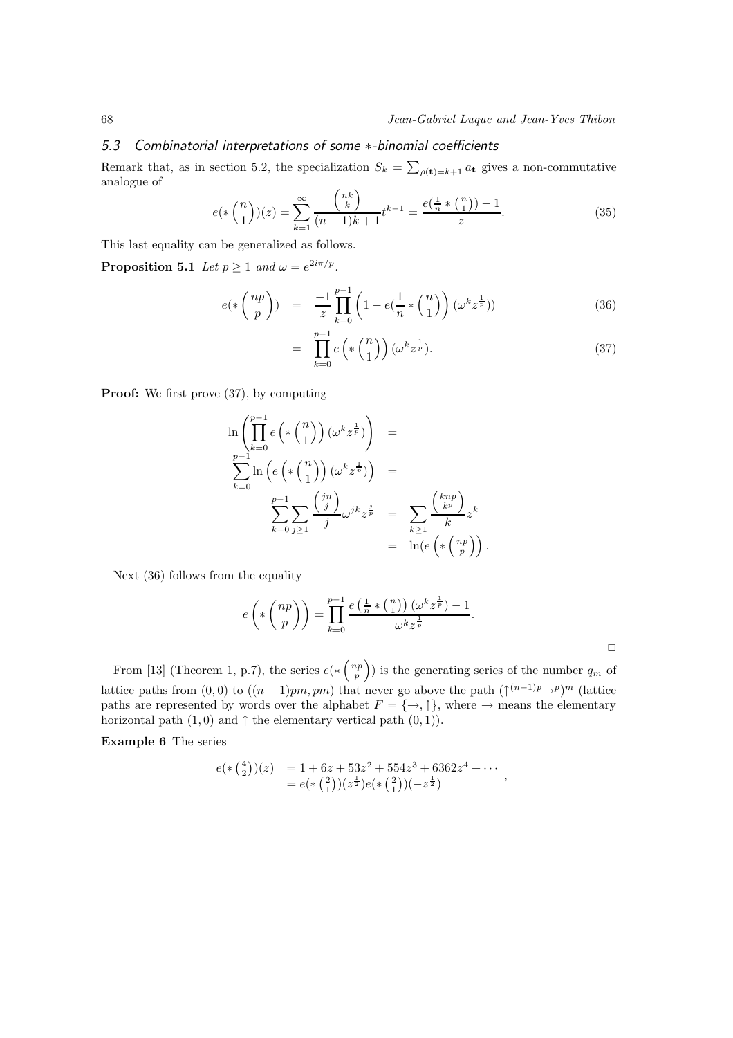### 5.3 Combinatorial interpretations of some $*$-binomial coefficients

Remark that, as in section 5.2, the specialization $S_k = \sum_{\rho(\mathbf{t})=k+1} a_{\mathbf{t}}$ gives a non-commutative analogue of

$$e(*\binom{n}{1})(z) = \sum_{k=1}^{\infty} \frac{\binom{nk}{k}}{(n-1)k+1} t^{k-1} = \frac{e(\frac{1}{n} * \binom{n}{1}) - 1}{z}. \tag{35}$$

This last equality can be generalized as follows.

**Proposition 5.1** *Let $p \geq 1$ and $\omega = e^{2i\pi/p}$.*

$$e(*\binom{np}{p}) = \frac{-1}{z} \prod_{k=0}^{p-1} \left(1 - e(\frac{1}{n} * \binom{n}{1}\right)(\omega^k z^{\frac{1}{p}})) \tag{36}$$

$$= \prod_{k=0}^{p-1} e\left(*\binom{n}{1}\right)(\omega^k z^{\frac{1}{p}}). \tag{37}$$

**Proof:** We first prove (37), by computing

$$\begin{aligned}
\ln\left(\prod_{k=0}^{p-1} e\left(*\binom{n}{1}\right)(\omega^k z^{\frac{1}{p}})\right) &= \\
\sum_{k=0}^{p-1} \ln\left(e\left(*\binom{n}{1}\right)(\omega^k z^{\frac{1}{p}})\right) &= \\
\sum_{k=0}^{p-1}\sum_{j\geq 1} \frac{\binom{jn}{j}}{j} \omega^{jk} z^{\frac{j}{p}} &= \sum_{k\geq 1} \frac{\binom{knp}{kp}}{k} z^k \\
&= \ln(e\left(*\binom{np}{p}\right).
\end{aligned}$$

Next (36) follows from the equality

$$e\left(*\binom{np}{p}\right) = \prod_{k=0}^{p-1} \frac{e\left(\frac{1}{n} * \binom{n}{1}\right)(\omega^k z^{\frac{1}{p}}) - 1}{\omega^k z^{\frac{1}{p}}}.$$

□

From [13] (Theorem 1, p.7), the series $e(*\binom{np}{p})$ is the generating series of the number $q_m$ of lattice paths from $(0,0)$ to $((n-1)pm, pm)$ that never go above the path $(\uparrow^{(n-1)p}\rightarrow^p)^m$ (lattice paths are represented by words over the alphabet $F = \{\rightarrow, \uparrow\}$, where $\rightarrow$ means the elementary horizontal path $(1,0)$ and $\uparrow$ the elementary vertical path $(0,1)$).

**Example 6** The series

$$\begin{aligned}
e(*\tbinom{4}{2})(z) &= 1 + 6z + 53z^2 + 554z^3 + 6362z^4 + \cdots \\
&= e(*\tbinom{2}{1})(z^{\frac{1}{2}}) e(*\tbinom{2}{1})(-z^{\frac{1}{2}})
\end{aligned},$$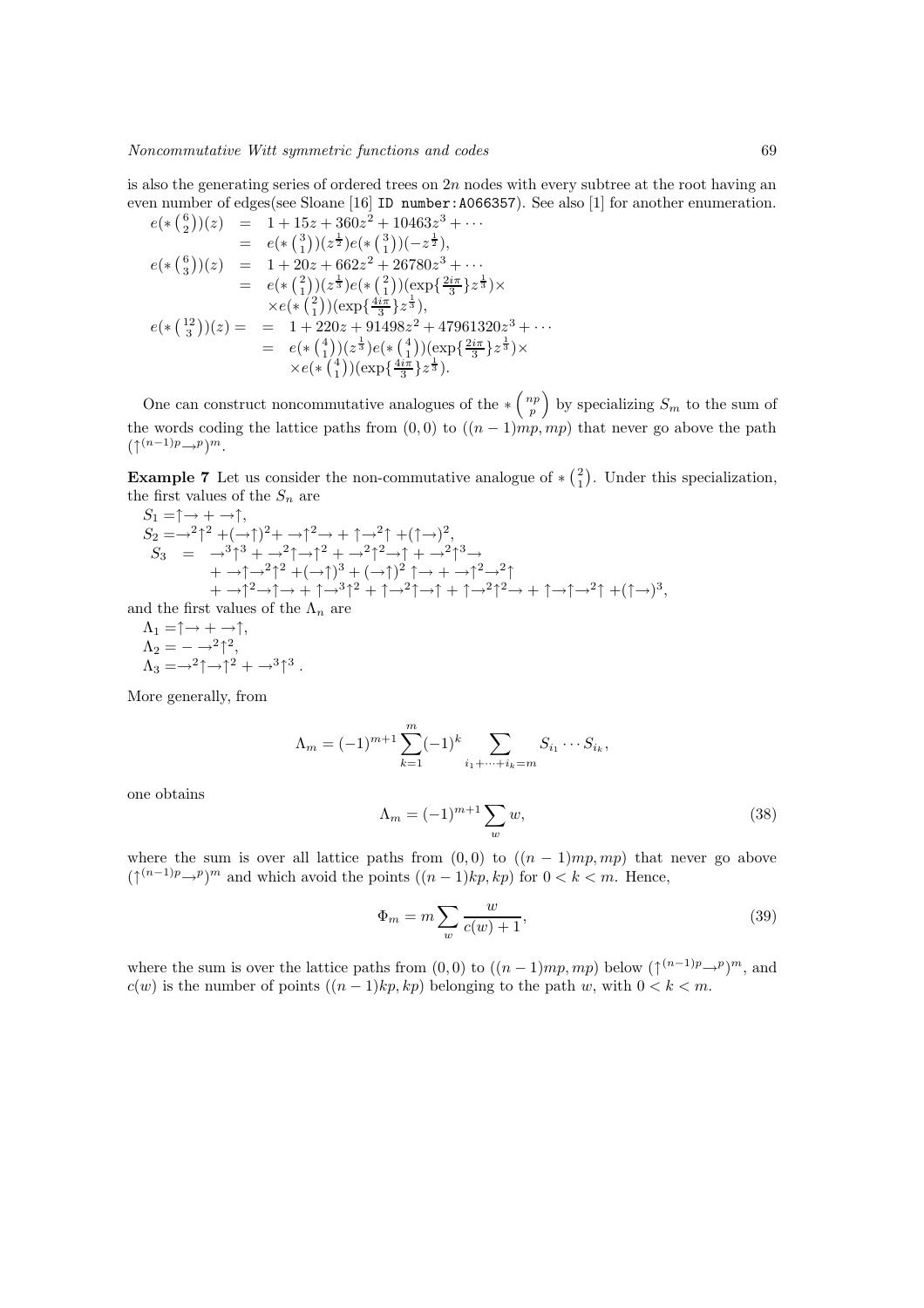is also the generating series of ordered trees on $2n$ nodes with every subtree at the root having an even number of edges(see Sloane [16] ID number:A066357). See also [1] for another enumeration.

$$
\begin{aligned}
e(*\tbinom{6}{2})(z) &= 1+15z+360z^2+10463z^3+\cdots \\
&= e(*\tbinom{3}{1})(z^{\frac{1}{2}})e(*\tbinom{3}{1})(-z^{\frac{1}{2}}), \\
e(*\tbinom{6}{3})(z) &= 1+20z+662z^2+26780z^3+\cdots \\
&= e(*\tbinom{2}{1})(z^{\frac{1}{3}})e(*\tbinom{2}{1})(\exp\{\tfrac{2i\pi}{3}\}z^{\frac{1}{3}})\times \\
&\quad \times e(*\tbinom{2}{1})(\exp\{\tfrac{4i\pi}{3}\}z^{\frac{1}{3}}), \\
e(*\tbinom{12}{3})(z) = &= 1+220z+91498z^2+47961320z^3+\cdots \\
&= e(*\tbinom{4}{1})(z^{\frac{1}{3}})e(*\tbinom{4}{1})(\exp\{\tfrac{2i\pi}{3}\}z^{\frac{1}{3}})\times \\
&\quad \times e(*\tbinom{4}{1})(\exp\{\tfrac{4i\pi}{3}\}z^{\frac{1}{3}}).
\end{aligned}
$$

One can construct noncommutative analogues of the $*\binom{np}{p}$ by specializing $S_m$ to the sum of the words coding the lattice paths from $(0,0)$ to $((n-1)mp, mp)$ that never go above the path $(\uparrow^{(n-1)p}\rightarrow^{p})^m$.

**Example 7** Let us consider the non-commutative analogue of $*\binom{2}{1}$. Under this specialization, the first values of the $S_n$ are

$S_1 = \uparrow\rightarrow + \rightarrow\uparrow$,
$S_2 = \rightarrow^2\uparrow^2 + (\rightarrow\uparrow)^2 + \rightarrow\uparrow^2\rightarrow + \uparrow\rightarrow^2\uparrow + (\uparrow\rightarrow)^2$,

$$
\begin{aligned}
S_3 \;=\; & \rightarrow^3\uparrow^3 + \rightarrow^2\uparrow\rightarrow\uparrow^2 + \rightarrow^2\uparrow^2\rightarrow\uparrow + \rightarrow^2\uparrow^3\rightarrow \\
& + \rightarrow\uparrow\rightarrow^2\uparrow^2 + (\rightarrow\uparrow)^3 + (\rightarrow\uparrow)^2\uparrow\rightarrow + \rightarrow\uparrow^2\rightarrow^2\uparrow \\
& + \rightarrow\uparrow^2\rightarrow\uparrow\rightarrow + \uparrow\rightarrow^3\uparrow^2 + \uparrow\rightarrow^2\uparrow\rightarrow\uparrow + \uparrow\rightarrow^2\uparrow^2\rightarrow + \uparrow\rightarrow\uparrow\rightarrow^2\uparrow + (\uparrow\rightarrow)^3,
\end{aligned}
$$

and the first values of the $\Lambda_n$ are

$\Lambda_1 = \uparrow\rightarrow + \rightarrow\uparrow$,
$\Lambda_2 = -\rightarrow^2\uparrow^2$,
$\Lambda_3 = \rightarrow^2\uparrow\rightarrow\uparrow^2 + \rightarrow^3\uparrow^3$.

More generally, from

$$
\Lambda_m = (-1)^{m+1}\sum_{k=1}^{m}(-1)^k \sum_{i_1+\cdots+i_k=m} S_{i_1}\cdots S_{i_k},
$$

one obtains

$$
\Lambda_m = (-1)^{m+1}\sum_w w, \tag{38}
$$

where the sum is over all lattice paths from $(0,0)$ to $((n-1)mp, mp)$ that never go above $(\uparrow^{(n-1)p}\rightarrow^{p})^m$ and which avoid the points $((n-1)kp, kp)$ for $0<k<m$. Hence,

$$
\Phi_m = m\sum_w \frac{w}{c(w)+1}, \tag{39}
$$

where the sum is over the lattice paths from $(0,0)$ to $((n-1)mp, mp)$ below $(\uparrow^{(n-1)p}\rightarrow^{p})^m$, and $c(w)$ is the number of points $((n-1)kp, kp)$ belonging to the path $w$, with $0<k<m$.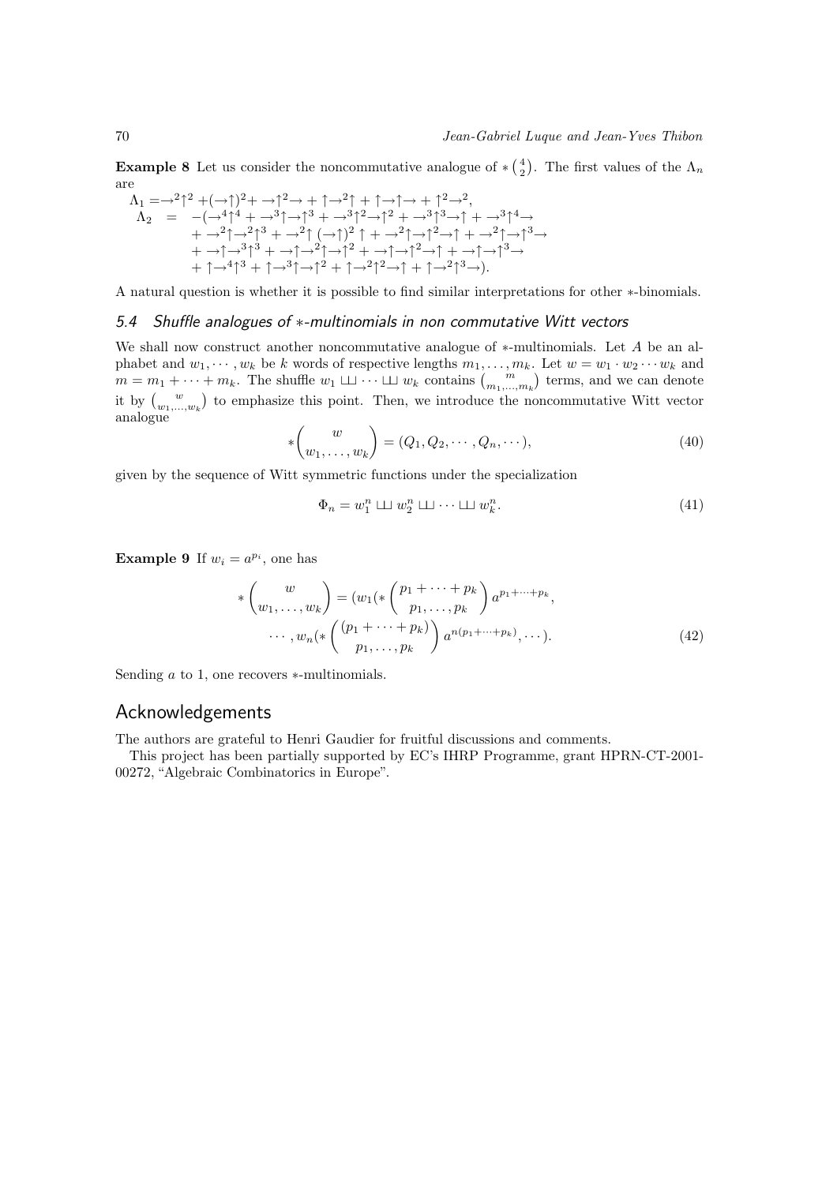**Example 8** Let us consider the noncommutative analogue of $*\binom{4}{2}$. The first values of the $\Lambda_n$ are

$$\Lambda_1 = \rightarrow^2\uparrow^2 + (\rightarrow\uparrow)^2 + \rightarrow\uparrow^2\rightarrow + \uparrow\rightarrow^2\uparrow + \uparrow\rightarrow\uparrow\rightarrow + \uparrow^2\rightarrow^2,$$

$$\begin{aligned}\Lambda_2 \;=\; & -(\rightarrow^4\uparrow^4 + \rightarrow^3\uparrow\rightarrow\uparrow^3 + \rightarrow^3\uparrow^2\rightarrow\uparrow^2 + \rightarrow^3\uparrow^3\rightarrow\uparrow + \rightarrow^3\uparrow^4\rightarrow \\ & + \rightarrow^2\uparrow\rightarrow^2\uparrow^3 + \rightarrow^2\uparrow(\rightarrow\uparrow)^2\uparrow + \rightarrow^2\uparrow\rightarrow\uparrow^2\rightarrow\uparrow + \rightarrow^2\uparrow\rightarrow\uparrow^3\rightarrow \\ & + \rightarrow\uparrow\rightarrow^3\uparrow^3 + \rightarrow\uparrow\rightarrow^2\uparrow\rightarrow\uparrow^2 + \rightarrow\uparrow\rightarrow\uparrow^2\rightarrow\uparrow + \rightarrow\uparrow\rightarrow\uparrow^3\rightarrow \\ & + \uparrow\rightarrow^4\uparrow^3 + \uparrow\rightarrow^3\uparrow\rightarrow\uparrow^2 + \uparrow\rightarrow^2\uparrow^2\rightarrow\uparrow + \uparrow\rightarrow^2\uparrow^3\rightarrow).\end{aligned}$$

A natural question is whether it is possible to find similar interpretations for other $*$-binomials.

### 5.4 Shuffle analogues of $*$-multinomials in non commutative Witt vectors

We shall now construct another noncommutative analogue of $*$-multinomials. Let $A$ be an alphabet and $w_1, \cdots, w_k$ be $k$ words of respective lengths $m_1, \ldots, m_k$. Let $w = w_1 \cdot w_2 \cdots w_k$ and $m = m_1 + \cdots + m_k$. The shuffle $w_1 \sqcup\!\sqcup \cdots \sqcup\!\sqcup\, w_k$ contains $\binom{m}{m_1,\ldots,m_k}$ terms, and we can denote it by $\binom{w}{w_1,\ldots,w_k}$ to emphasize this point. Then, we introduce the noncommutative Witt vector analogue

$$*\binom{w}{w_1, \ldots, w_k} = (Q_1, Q_2, \cdots, Q_n, \cdots), \tag{40}$$

given by the sequence of Witt symmetric functions under the specialization

$$\Phi_n = w_1^n \sqcup\!\sqcup\, w_2^n \sqcup\!\sqcup \cdots \sqcup\!\sqcup\, w_k^n. \tag{41}$$

**Example 9** If $w_i = a^{p_i}$, one has

$$\begin{aligned} *\binom{w}{w_1, \ldots, w_k} = (w_1(*\binom{p_1 + \cdots + p_k}{p_1, \ldots, p_k} a^{p_1+\cdots+p_k}, \\ \cdots, w_n(*\binom{(p_1 + \cdots + p_k)}{p_1, \ldots, p_k} a^{n(p_1+\cdots+p_k)}, \cdots). \end{aligned} \tag{42}$$

Sending $a$ to 1, one recovers $*$-multinomials.

## Acknowledgements

The authors are grateful to Henri Gaudier for fruitful discussions and comments.

This project has been partially supported by EC's IHRP Programme, grant HPRN-CT-2001-00272, "Algebraic Combinatorics in Europe".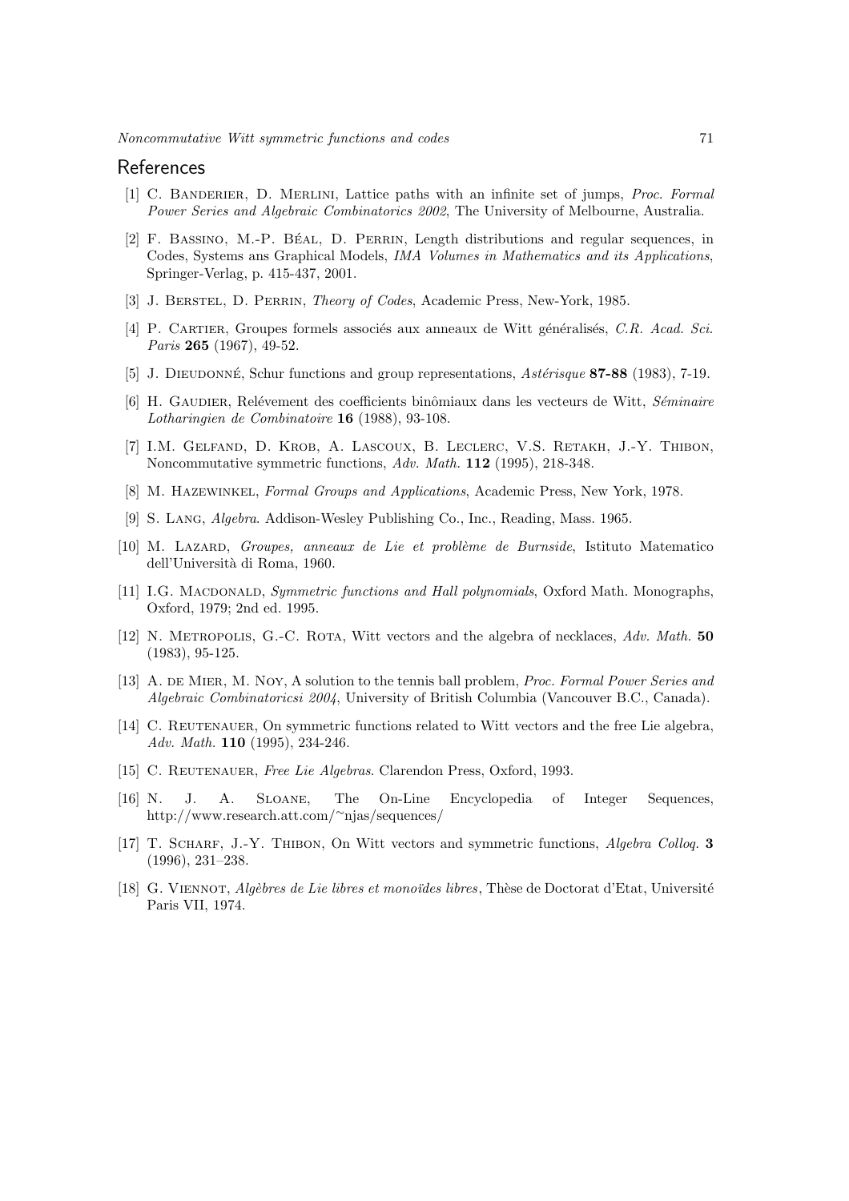## References

[1] C. Banderier, D. Merlini, Lattice paths with an infinite set of jumps, *Proc. Formal Power Series and Algebraic Combinatorics 2002*, The University of Melbourne, Australia.

[2] F. Bassino, M.-P. Béal, D. Perrin, Length distributions and regular sequences, in Codes, Systems ans Graphical Models, *IMA Volumes in Mathematics and its Applications*, Springer-Verlag, p. 415-437, 2001.

[3] J. Berstel, D. Perrin, *Theory of Codes*, Academic Press, New-York, 1985.

[4] P. Cartier, Groupes formels associés aux anneaux de Witt généralisés, *C.R. Acad. Sci. Paris* **265** (1967), 49-52.

[5] J. Dieudonné, Schur functions and group representations, *Astérisque* **87-88** (1983), 7-19.

[6] H. Gaudier, Relévement des coefficients binômiaux dans les vecteurs de Witt, *Séminaire Lotharingien de Combinatoire* **16** (1988), 93-108.

[7] I.M. Gelfand, D. Krob, A. Lascoux, B. Leclerc, V.S. Retakh, J.-Y. Thibon, Noncommutative symmetric functions, *Adv. Math.* **112** (1995), 218-348.

[8] M. Hazewinkel, *Formal Groups and Applications*, Academic Press, New York, 1978.

[9] S. Lang, *Algebra*. Addison-Wesley Publishing Co., Inc., Reading, Mass. 1965.

[10] M. Lazard, *Groupes, anneaux de Lie et problème de Burnside*, Istituto Matematico dell'Università di Roma, 1960.

[11] I.G. Macdonald, *Symmetric functions and Hall polynomials*, Oxford Math. Monographs, Oxford, 1979; 2nd ed. 1995.

[12] N. Metropolis, G.-C. Rota, Witt vectors and the algebra of necklaces, *Adv. Math.* **50** (1983), 95-125.

[13] A. de Mier, M. Noy, A solution to the tennis ball problem, *Proc. Formal Power Series and Algebraic Combinatoricsi 2004*, University of British Columbia (Vancouver B.C., Canada).

[14] C. Reutenauer, On symmetric functions related to Witt vectors and the free Lie algebra, *Adv. Math.* **110** (1995), 234-246.

[15] C. Reutenauer, *Free Lie Algebras*. Clarendon Press, Oxford, 1993.

[16] N. J. A. Sloane, The On-Line Encyclopedia of Integer Sequences, http://www.research.att.com/~njas/sequences/

[17] T. Scharf, J.-Y. Thibon, On Witt vectors and symmetric functions, *Algebra Colloq.* **3** (1996), 231–238.

[18] G. Viennot, *Algèbres de Lie libres et monoïdes libres*, Thèse de Doctorat d'Etat, Université Paris VII, 1974.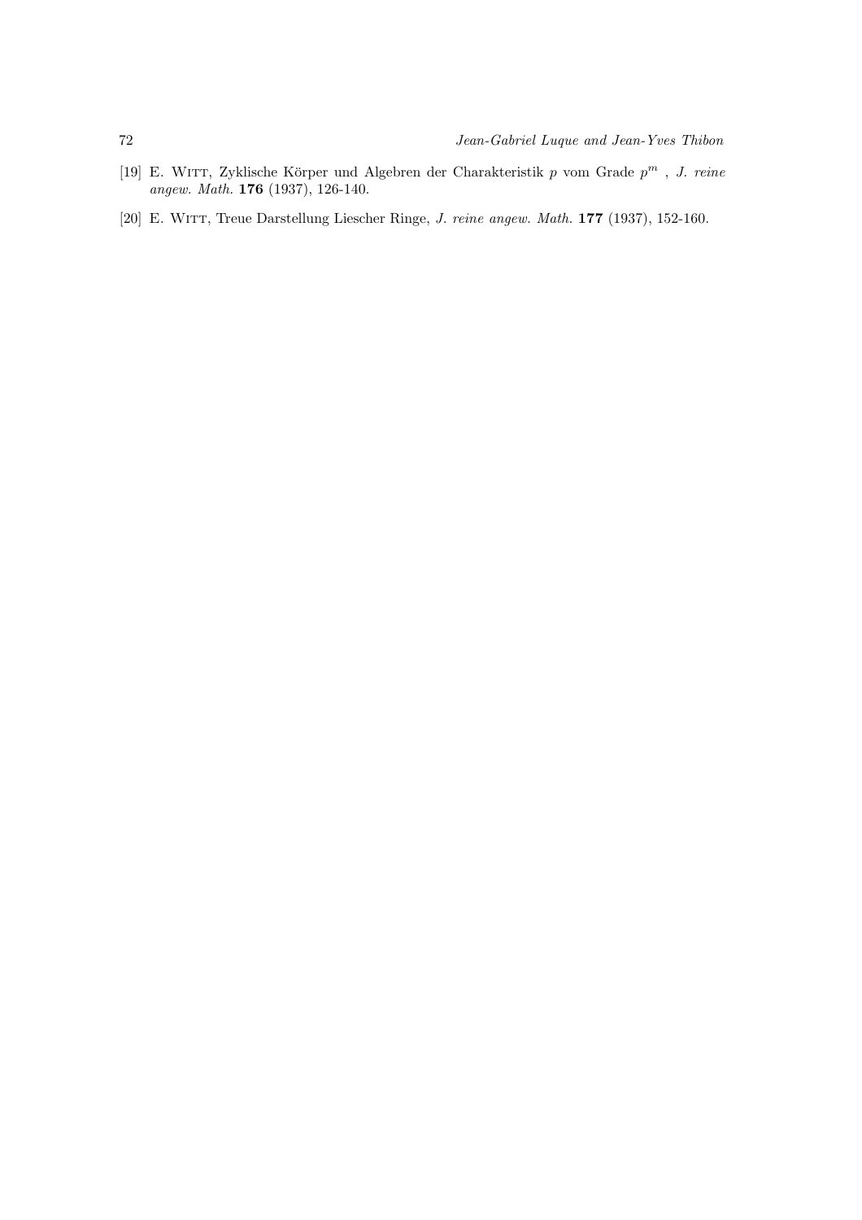[19] E. Witt, Zyklische Körper und Algebren der Charakteristik $p$ vom Grade $p^m$ , *J. reine angew. Math.* **176** (1937), 126-140.

[20] E. Witt, Treue Darstellung Liescher Ringe, *J. reine angew. Math.* **177** (1937), 152-160.